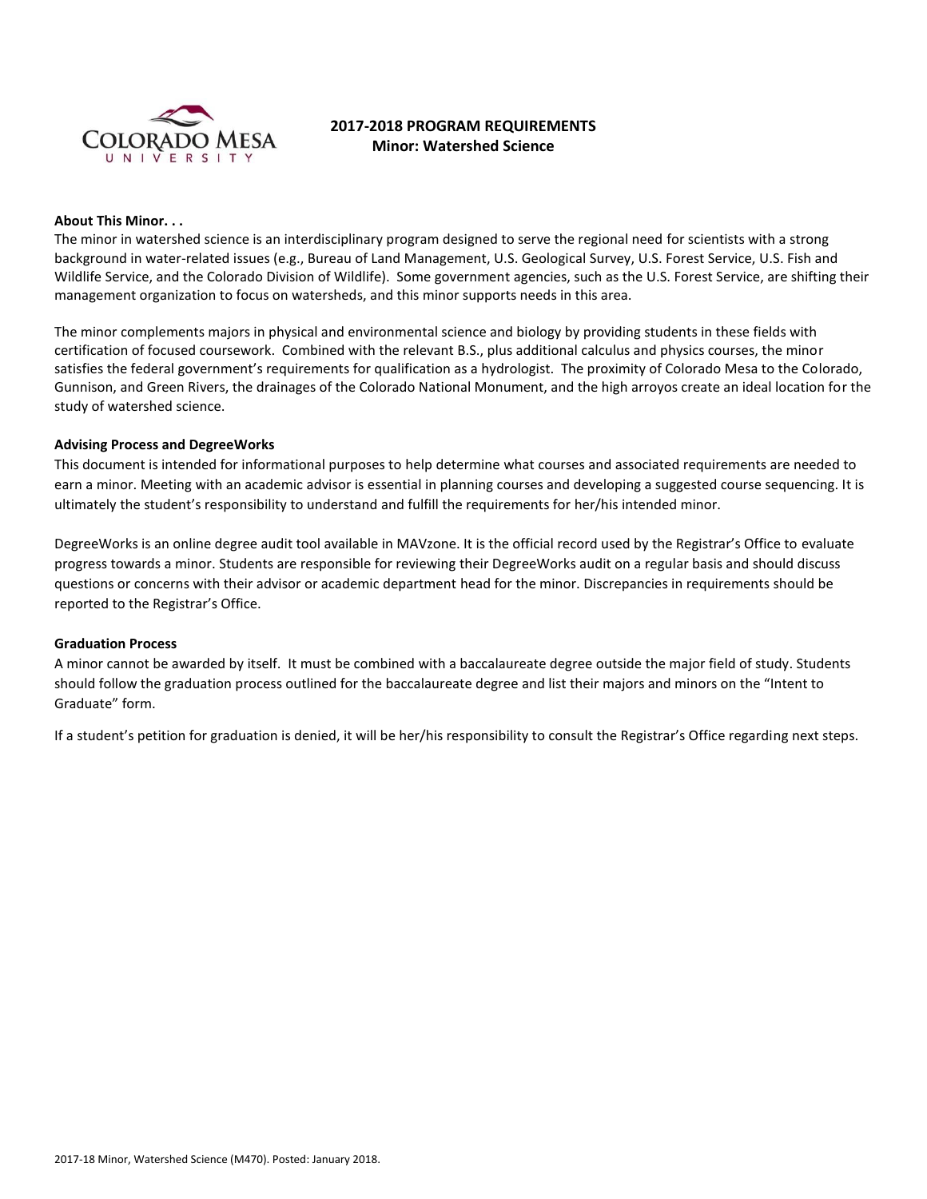# 2017-2018 PROGRAM REQUIREMENTS
## Minor: Watershed Science

### About This Minor. . .

The minor in watershed science is an interdisciplinary program designed to serve the regional need for scientists with a strong background in water-related issues (e.g., Bureau of Land Management, U.S. Geological Survey, U.S. Forest Service, U.S. Fish and Wildlife Service, and the Colorado Division of Wildlife). Some government agencies, such as the U.S. Forest Service, are shifting their management organization to focus on watersheds, and this minor supports needs in this area.

The minor complements majors in physical and environmental science and biology by providing students in these fields with certification of focused coursework. Combined with the relevant B.S., plus additional calculus and physics courses, the minor satisfies the federal government's requirements for qualification as a hydrologist. The proximity of Colorado Mesa to the Colorado, Gunnison, and Green Rivers, the drainages of the Colorado National Monument, and the high arroyos create an ideal location for the study of watershed science.

### Advising Process and DegreeWorks

This document is intended for informational purposes to help determine what courses and associated requirements are needed to earn a minor. Meeting with an academic advisor is essential in planning courses and developing a suggested course sequencing. It is ultimately the student's responsibility to understand and fulfill the requirements for her/his intended minor.

DegreeWorks is an online degree audit tool available in MAVzone. It is the official record used by the Registrar's Office to evaluate progress towards a minor. Students are responsible for reviewing their DegreeWorks audit on a regular basis and should discuss questions or concerns with their advisor or academic department head for the minor. Discrepancies in requirements should be reported to the Registrar's Office.

### Graduation Process

A minor cannot be awarded by itself. It must be combined with a baccalaureate degree outside the major field of study. Students should follow the graduation process outlined for the baccalaureate degree and list their majors and minors on the "Intent to Graduate" form.

If a student's petition for graduation is denied, it will be her/his responsibility to consult the Registrar's Office regarding next steps.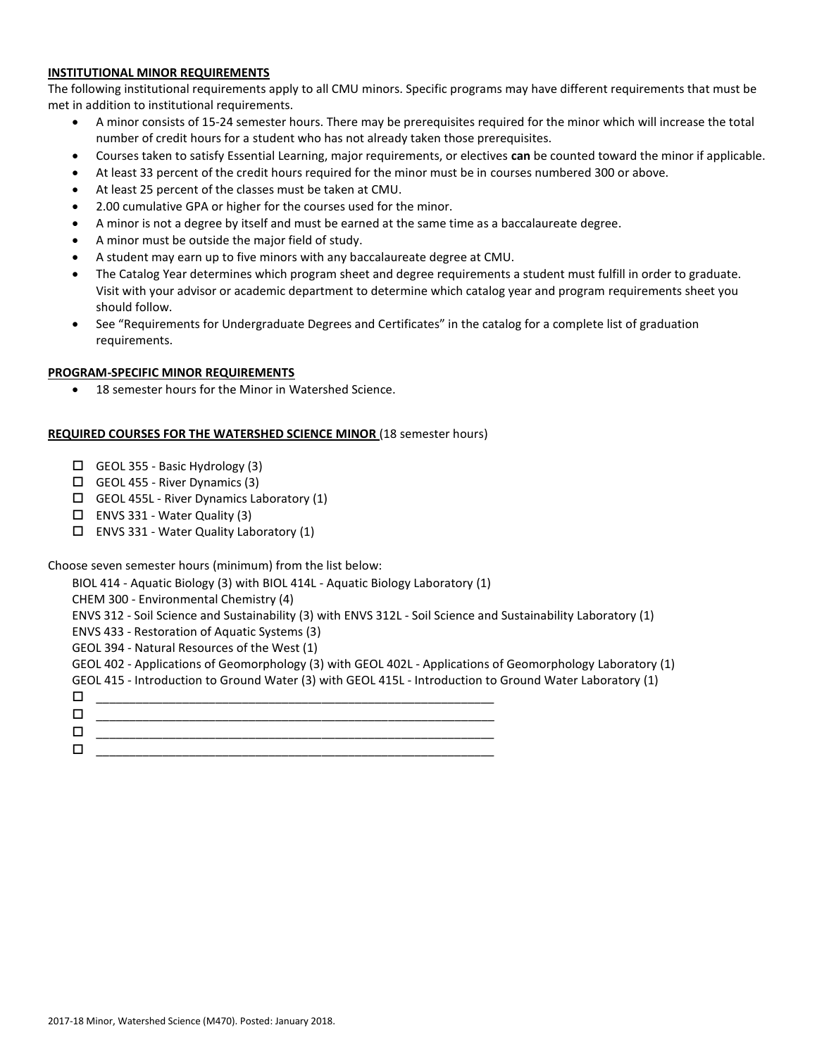**INSTITUTIONAL MINOR REQUIREMENTS**

The following institutional requirements apply to all CMU minors. Specific programs may have different requirements that must be met in addition to institutional requirements.

- A minor consists of 15-24 semester hours. There may be prerequisites required for the minor which will increase the total number of credit hours for a student who has not already taken those prerequisites.
- Courses taken to satisfy Essential Learning, major requirements, or electives **can** be counted toward the minor if applicable.
- At least 33 percent of the credit hours required for the minor must be in courses numbered 300 or above.
- At least 25 percent of the classes must be taken at CMU.
- 2.00 cumulative GPA or higher for the courses used for the minor.
- A minor is not a degree by itself and must be earned at the same time as a baccalaureate degree.
- A minor must be outside the major field of study.
- A student may earn up to five minors with any baccalaureate degree at CMU.
- The Catalog Year determines which program sheet and degree requirements a student must fulfill in order to graduate. Visit with your advisor or academic department to determine which catalog year and program requirements sheet you should follow.
- See "Requirements for Undergraduate Degrees and Certificates" in the catalog for a complete list of graduation requirements.

**PROGRAM-SPECIFIC MINOR REQUIREMENTS**

- 18 semester hours for the Minor in Watershed Science.

**REQUIRED COURSES FOR THE WATERSHED SCIENCE MINOR** (18 semester hours)

- ☐ GEOL 355 - Basic Hydrology (3)
- ☐ GEOL 455 - River Dynamics (3)
- ☐ GEOL 455L - River Dynamics Laboratory (1)
- ☐ ENVS 331 - Water Quality (3)
- ☐ ENVS 331 - Water Quality Laboratory (1)

Choose seven semester hours (minimum) from the list below:

BIOL 414 - Aquatic Biology (3) with BIOL 414L - Aquatic Biology Laboratory (1)
CHEM 300 - Environmental Chemistry (4)
ENVS 312 - Soil Science and Sustainability (3) with ENVS 312L - Soil Science and Sustainability Laboratory (1)
ENVS 433 - Restoration of Aquatic Systems (3)
GEOL 394 - Natural Resources of the West (1)
GEOL 402 - Applications of Geomorphology (3) with GEOL 402L - Applications of Geomorphology Laboratory (1)
GEOL 415 - Introduction to Ground Water (3) with GEOL 415L - Introduction to Ground Water Laboratory (1)

- ☐ ____________________________________________
- ☐ ____________________________________________
- ☐ ____________________________________________
- ☐ ____________________________________________

2017-18 Minor, Watershed Science (M470). Posted: January 2018.